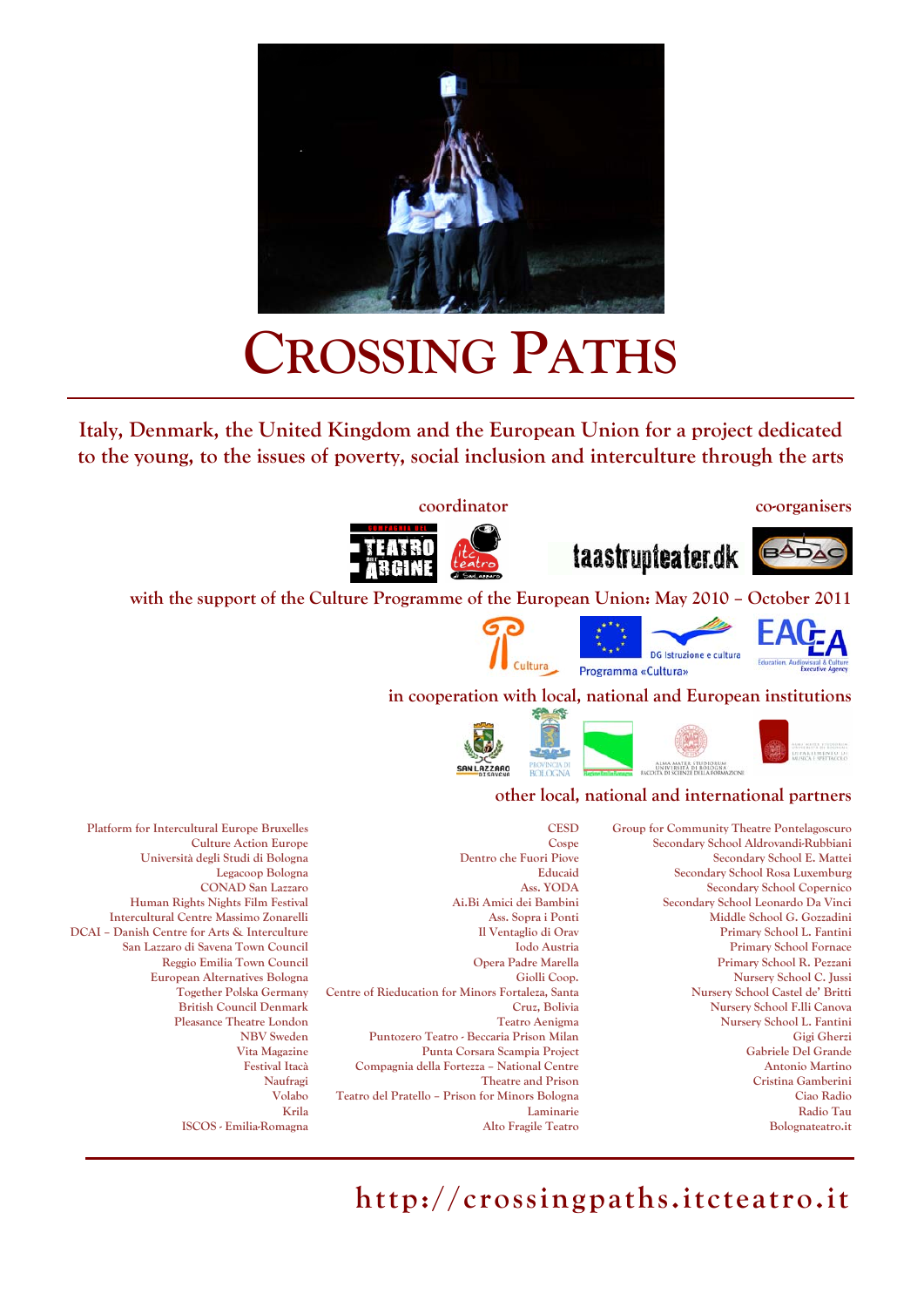# CROSSING PATHS

**Italy, Denmark, the United Kingdom and the European Union for a project dedicated to the young, to the issues of poverty, social inclusion and interculture through the arts**

**coordinator**

**co-organisers**

**with the support of the Culture Programme of the European Union: May 2010 – October 2011**

**in cooperation with local, national and European institutions**

**other local, national and international partners**

Platform for Intercultural Europe Bruxelles
Culture Action Europe
Università degli Studi di Bologna
Legacoop Bologna
CONAD San Lazzaro
Human Rights Nights Film Festival
Intercultural Centre Massimo Zonarelli
DCAI – Danish Centre for Arts & Interculture
San Lazzaro di Savena Town Council
Reggio Emilia Town Council
European Alternatives Bologna
Together Polska Germany
British Council Denmark
Pleasance Theatre London
NBV Sweden
Vita Magazine
Festival Itacà
Naufragi
Volabo
Krila
ISCOS - Emilia-Romagna

CESD
Cospe
Dentro che Fuori Piove
Educaid
Ass. YODA
Ai.Bi Amici dei Bambini
Ass. Sopra i Ponti
Il Ventaglio di Orav
Iodo Austria
Opera Padre Marella
Giolli Coop.
Centre of Rieducation for Minors Fortaleza, Santa Cruz, Bolivia
Teatro Aenigma
Puntozero Teatro - Beccaria Prison Milan
Punta Corsara Scampia Project
Compagnia della Fortezza – National Centre Theatre and Prison
Teatro del Pratello – Prison for Minors Bologna
Laminarie
Alto Fragile Teatro

Group for Community Theatre Pontelagoscuro
Secondary School Aldrovandi-Rubbiani
Secondary School E. Mattei
Secondary School Rosa Luxemburg
Secondary School Copernico
Secondary School Leonardo Da Vinci
Middle School G. Gozzadini
Primary School L. Fantini
Primary School Fornace
Primary School R. Pezzani
Nursery School C. Jussi
Nursery School Castel de' Britti
Nursery School F.lli Canova
Nursery School L. Fantini
Gigi Gherzi
Gabriele Del Grande
Antonio Martino
Cristina Gamberini
Ciao Radio
Radio Tau
Bolognateatro.it

**http://crossingpaths.itcteatro.it**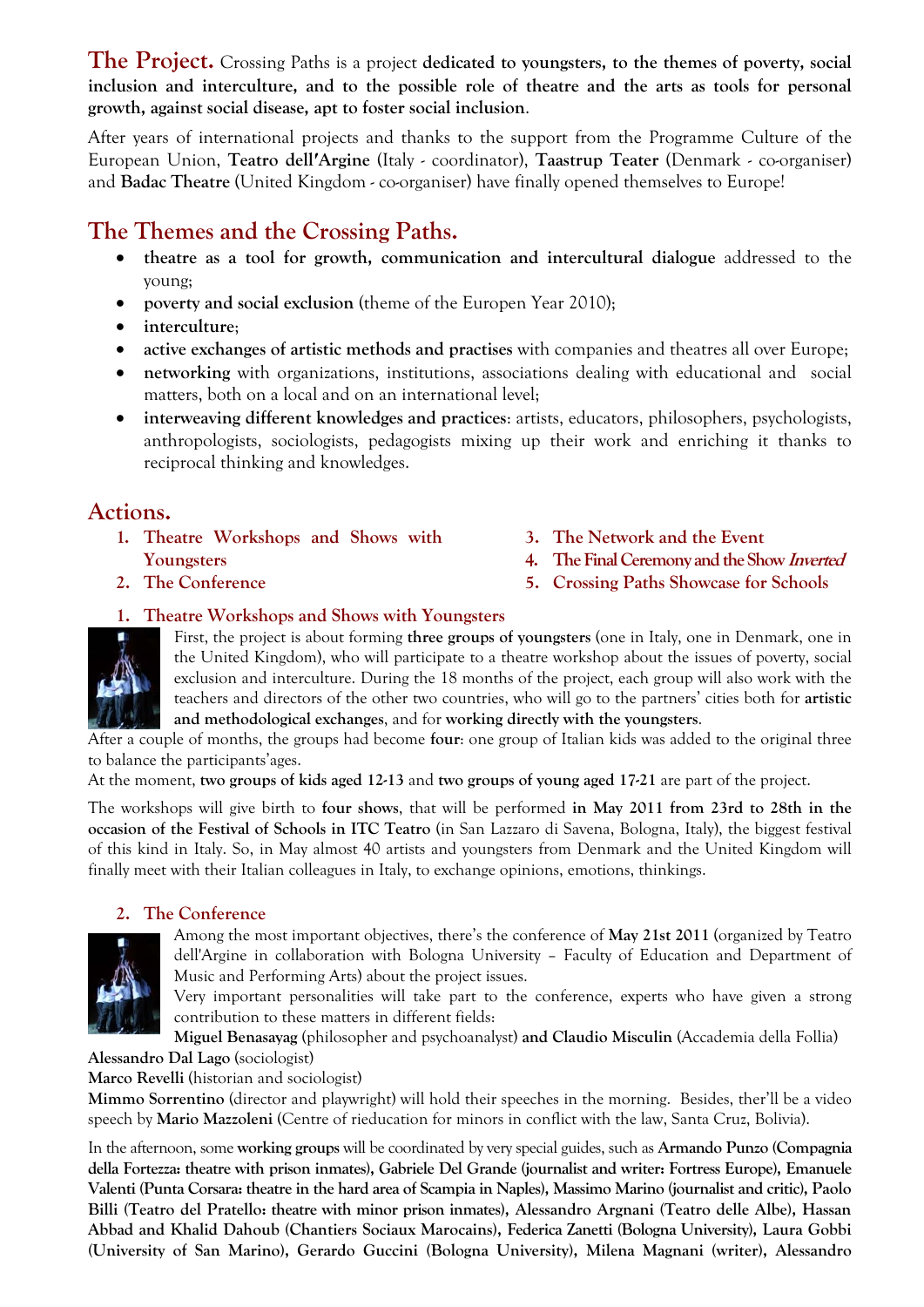**The Project.** Crossing Paths is a project **dedicated to youngsters, to the themes of poverty, social inclusion and interculture, and to the possible role of theatre and the arts as tools for personal growth, against social disease, apt to foster social inclusion**.

After years of international projects and thanks to the support from the Programme Culture of the European Union, **Teatro dell'Argine** (Italy - coordinator), **Taastrup Teater** (Denmark - co-organiser) and **Badac Theatre** (United Kingdom - co-organiser) have finally opened themselves to Europe!

## The Themes and the Crossing Paths.

- **theatre as a tool for growth, communication and intercultural dialogue** addressed to the young;
- **poverty and social exclusion** (theme of the Europen Year 2010);
- **interculture**;
- **active exchanges of artistic methods and practises** with companies and theatres all over Europe;
- **networking** with organizations, institutions, associations dealing with educational and social matters, both on a local and on an international level;
- **interweaving different knowledges and practices**: artists, educators, philosophers, psychologists, anthropologists, sociologists, pedagogists mixing up their work and enriching it thanks to reciprocal thinking and knowledges.

## Actions.

1. Theatre Workshops and Shows with Youngsters
2. The Conference
3. The Network and the Event
4. The Final Ceremony and the Show *Inverted*
5. Crossing Paths Showcase for Schools

### 1. Theatre Workshops and Shows with Youngsters

First, the project is about forming **three groups of youngsters** (one in Italy, one in Denmark, one in the United Kingdom), who will participate to a theatre workshop about the issues of poverty, social exclusion and interculture. During the 18 months of the project, each group will also work with the teachers and directors of the other two countries, who will go to the partners' cities both for **artistic and methodological exchanges**, and for **working directly with the youngsters**.

After a couple of months, the groups had become **four**: one group of Italian kids was added to the original three to balance the participants'ages.

At the moment, **two groups of kids aged 12-13** and **two groups of young aged 17-21** are part of the project.

The workshops will give birth to **four shows**, that will be performed **in May 2011 from 23rd to 28th in the occasion of the Festival of Schools in ITC Teatro** (in San Lazzaro di Savena, Bologna, Italy), the biggest festival of this kind in Italy. So, in May almost 40 artists and youngsters from Denmark and the United Kingdom will finally meet with their Italian colleagues in Italy, to exchange opinions, emotions, thinkings.

### 2. The Conference

Among the most important objectives, there's the conference of **May 21st 2011** (organized by Teatro dell'Argine in collaboration with Bologna University – Faculty of Education and Department of Music and Performing Arts) about the project issues.

Very important personalities will take part to the conference, experts who have given a strong contribution to these matters in different fields:

**Miguel Benasayag** (philosopher and psychoanalyst) **and Claudio Misculin** (Accademia della Follia)
**Alessandro Dal Lago** (sociologist)
**Marco Revelli** (historian and sociologist)
**Mimmo Sorrentino** (director and playwright) will hold their speeches in the morning. Besides, ther'll be a video speech by **Mario Mazzoleni** (Centre of rieducation for minors in conflict with the law, Santa Cruz, Bolivia).

In the afternoon, some **working groups** will be coordinated by very special guides, such as **Armando Punzo (Compagnia della Fortezza: theatre with prison inmates), Gabriele Del Grande (journalist and writer: Fortress Europe), Emanuele Valenti (Punta Corsara: theatre in the hard area of Scampia in Naples), Massimo Marino (journalist and critic), Paolo Billi (Teatro del Pratello: theatre with minor prison inmates), Alessandro Argnani (Teatro delle Albe), Hassan Abbad and Khalid Dahoub (Chantiers Sociaux Marocains), Federica Zanetti (Bologna University), Laura Gobbi (University of San Marino), Gerardo Guccini (Bologna University), Milena Magnani (writer), Alessandro**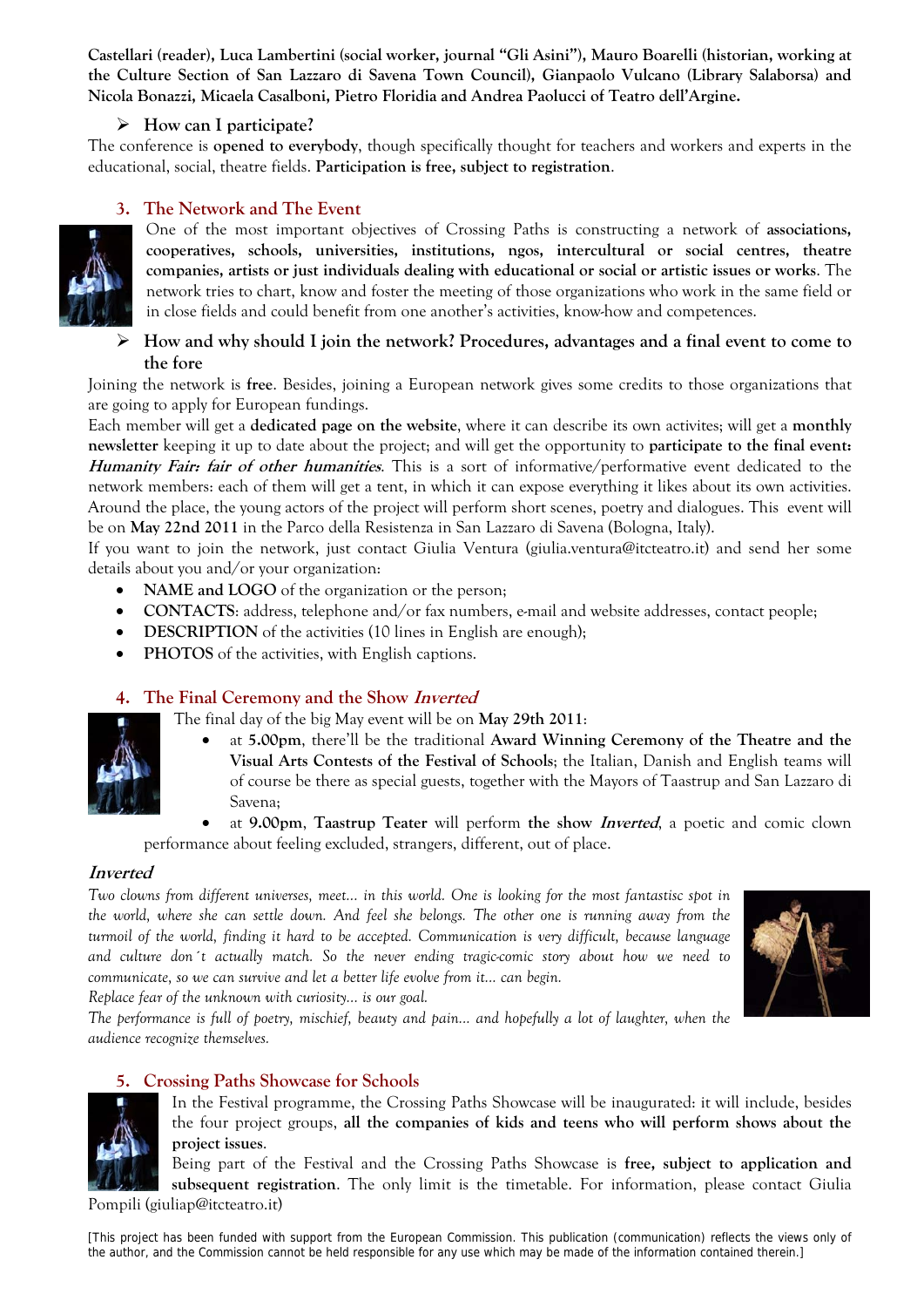**Castellari (reader), Luca Lambertini (social worker, journal "Gli Asini"), Mauro Boarelli (historian, working at the Culture Section of San Lazzaro di Savena Town Council), Gianpaolo Vulcano (Library Salaborsa) and Nicola Bonazzi, Micaela Casalboni, Pietro Floridia and Andrea Paolucci of Teatro dell'Argine.**

- **How can I participate?**

The conference is **opened to everybody**, though specifically thought for teachers and workers and experts in the educational, social, theatre fields. **Participation is free, subject to registration**.

## 3. The Network and The Event

One of the most important objectives of Crossing Paths is constructing a network of **associations, cooperatives, schools, universities, institutions, ngos, intercultural or social centres, theatre companies, artists or just individuals dealing with educational or social or artistic issues or works**. The network tries to chart, know and foster the meeting of those organizations who work in the same field or in close fields and could benefit from one another's activities, know-how and competences.

- **How and why should I join the network? Procedures, advantages and a final event to come to the fore**

Joining the network is **free**. Besides, joining a European network gives some credits to those organizations that are going to apply for European fundings.

Each member will get a **dedicated page on the website**, where it can describe its own activites; will get a **monthly newsletter** keeping it up to date about the project; and will get the opportunity to **participate to the final event: *Humanity Fair: fair of other humanities***. This is a sort of informative/performative event dedicated to the network members: each of them will get a tent, in which it can expose everything it likes about its own activities. Around the place, the young actors of the project will perform short scenes, poetry and dialogues. This event will be on **May 22nd 2011** in the Parco della Resistenza in San Lazzaro di Savena (Bologna, Italy).

If you want to join the network, just contact Giulia Ventura (giulia.ventura@itcteatro.it) and send her some details about you and/or your organization:

- **NAME and LOGO** of the organization or the person;
- **CONTACTS**: address, telephone and/or fax numbers, e-mail and website addresses, contact people;
- **DESCRIPTION** of the activities (10 lines in English are enough);
- **PHOTOS** of the activities, with English captions.

## 4. The Final Ceremony and the Show *Inverted*

The final day of the big May event will be on **May 29th 2011**:

- at **5.00pm**, there'll be the traditional **Award Winning Ceremony of the Theatre and the Visual Arts Contests of the Festival of Schools**; the Italian, Danish and English teams will of course be there as special guests, together with the Mayors of Taastrup and San Lazzaro di Savena;
- at **9.00pm**, **Taastrup Teater** will perform **the show *Inverted***, a poetic and comic clown performance about feeling excluded, strangers, different, out of place.

### *Inverted*

*Two clowns from different universes, meet… in this world. One is looking for the most fantastisc spot in the world, where she can settle down. And feel she belongs. The other one is running away from the turmoil of the world, finding it hard to be accepted. Communication is very difficult, because language and culture don´t actually match. So the never ending tragic-comic story about how we need to communicate, so we can survive and let a better life evolve from it… can begin.*

*Replace fear of the unknown with curiosity… is our goal.*

*The performance is full of poetry, mischief, beauty and pain… and hopefully a lot of laughter, when the audience recognize themselves.*

## 5. Crossing Paths Showcase for Schools

In the Festival programme, the Crossing Paths Showcase will be inaugurated: it will include, besides the four project groups, **all the companies of kids and teens who will perform shows about the project issues**.

Being part of the Festival and the Crossing Paths Showcase is **free, subject to application and subsequent registration**. The only limit is the timetable. For information, please contact Giulia Pompili (giuliap@itcteatro.it)

[This project has been funded with support from the European Commission. This publication (communication) reflects the views only of the author, and the Commission cannot be held responsible for any use which may be made of the information contained therein.]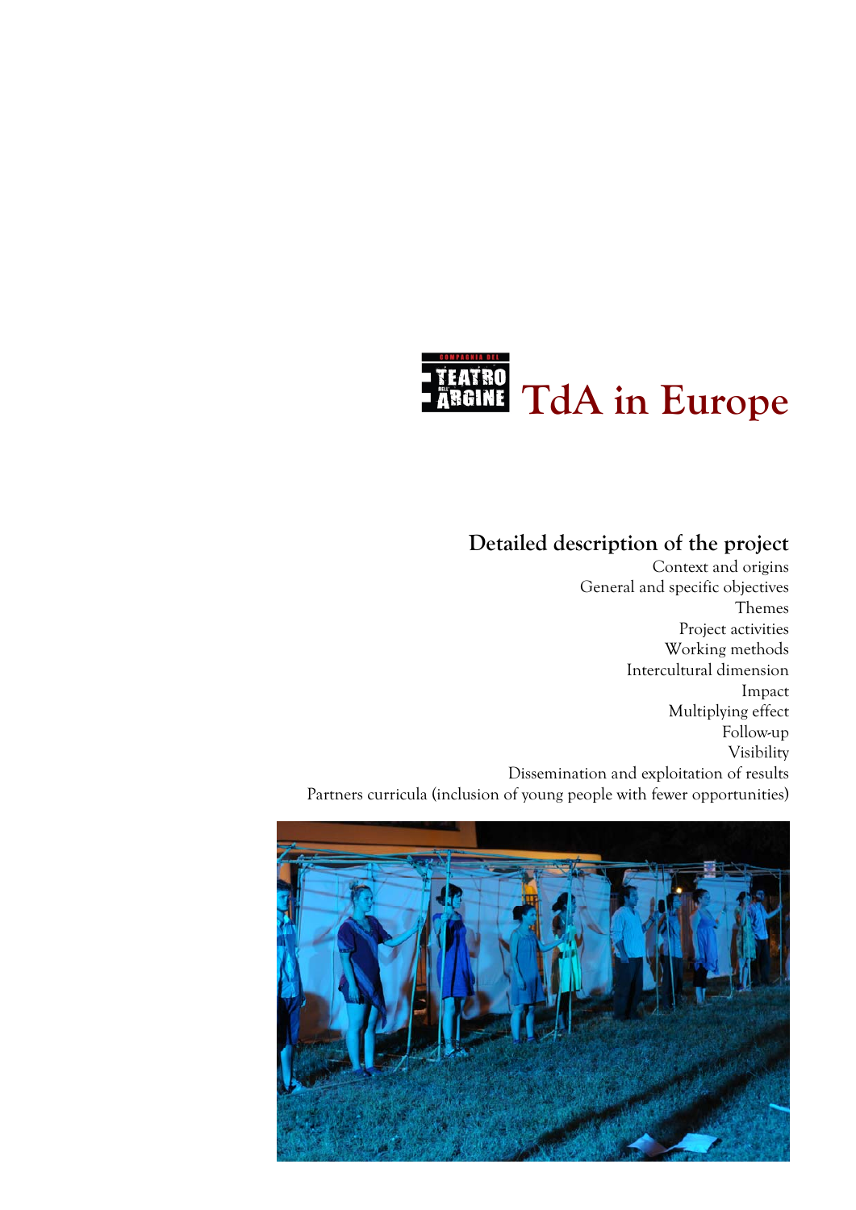# TdA in Europe

## Detailed description of the project

Context and origins
General and specific objectives
Themes
Project activities
Working methods
Intercultural dimension
Impact
Multiplying effect
Follow-up
Visibility
Dissemination and exploitation of results
Partners curricula (inclusion of young people with fewer opportunities)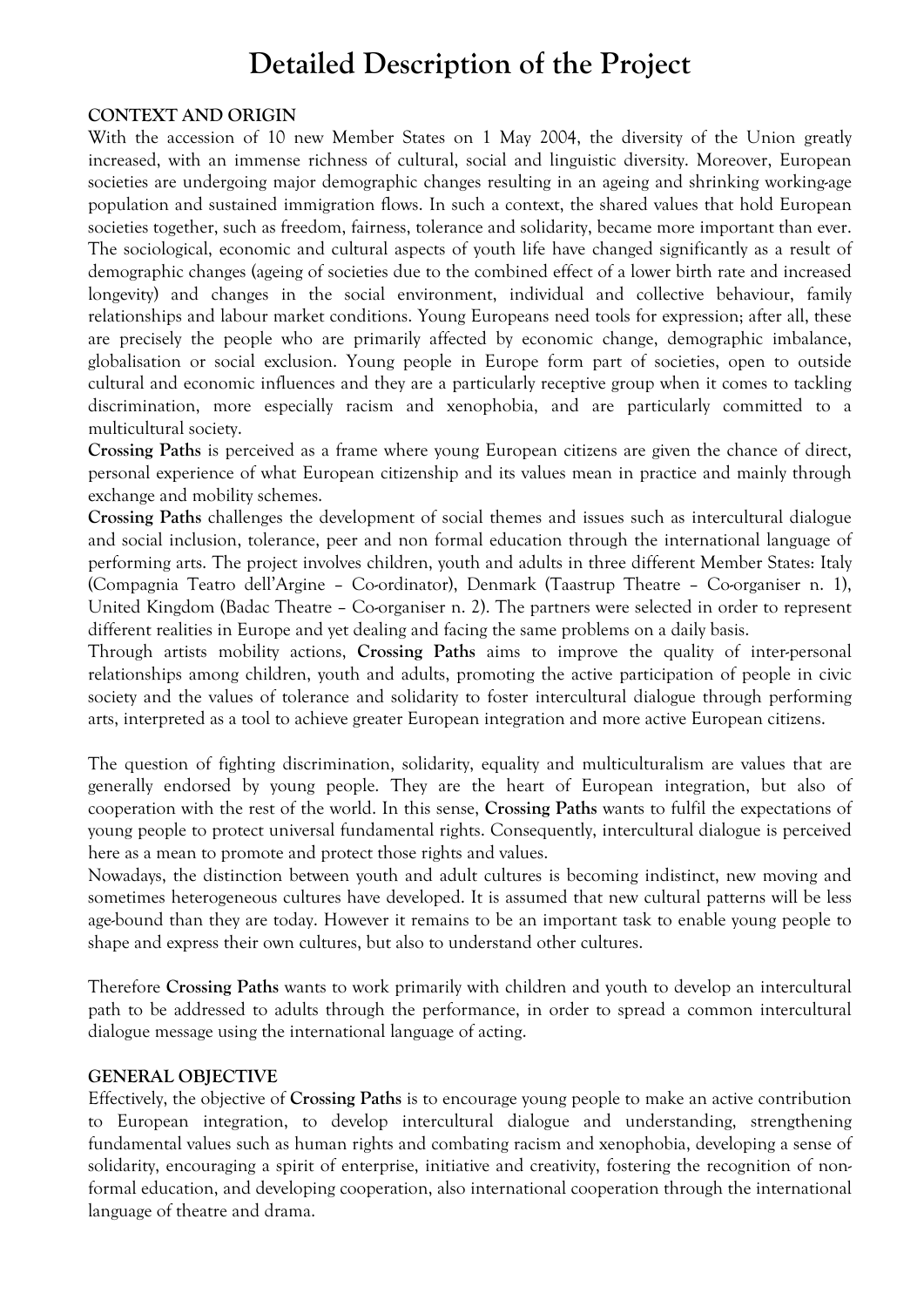# Detailed Description of the Project

**CONTEXT AND ORIGIN**

With the accession of 10 new Member States on 1 May 2004, the diversity of the Union greatly increased, with an immense richness of cultural, social and linguistic diversity. Moreover, European societies are undergoing major demographic changes resulting in an ageing and shrinking working-age population and sustained immigration flows. In such a context, the shared values that hold European societies together, such as freedom, fairness, tolerance and solidarity, became more important than ever. The sociological, economic and cultural aspects of youth life have changed significantly as a result of demographic changes (ageing of societies due to the combined effect of a lower birth rate and increased longevity) and changes in the social environment, individual and collective behaviour, family relationships and labour market conditions. Young Europeans need tools for expression; after all, these are precisely the people who are primarily affected by economic change, demographic imbalance, globalisation or social exclusion. Young people in Europe form part of societies, open to outside cultural and economic influences and they are a particularly receptive group when it comes to tackling discrimination, more especially racism and xenophobia, and are particularly committed to a multicultural society.

**Crossing Paths** is perceived as a frame where young European citizens are given the chance of direct, personal experience of what European citizenship and its values mean in practice and mainly through exchange and mobility schemes.

**Crossing Paths** challenges the development of social themes and issues such as intercultural dialogue and social inclusion, tolerance, peer and non formal education through the international language of performing arts. The project involves children, youth and adults in three different Member States: Italy (Compagnia Teatro dell'Argine – Co-ordinator), Denmark (Taastrup Theatre – Co-organiser n. 1), United Kingdom (Badac Theatre – Co-organiser n. 2). The partners were selected in order to represent different realities in Europe and yet dealing and facing the same problems on a daily basis.

Through artists mobility actions, **Crossing Paths** aims to improve the quality of inter-personal relationships among children, youth and adults, promoting the active participation of people in civic society and the values of tolerance and solidarity to foster intercultural dialogue through performing arts, interpreted as a tool to achieve greater European integration and more active European citizens.

The question of fighting discrimination, solidarity, equality and multiculturalism are values that are generally endorsed by young people. They are the heart of European integration, but also of cooperation with the rest of the world. In this sense, **Crossing Paths** wants to fulfil the expectations of young people to protect universal fundamental rights. Consequently, intercultural dialogue is perceived here as a mean to promote and protect those rights and values.

Nowadays, the distinction between youth and adult cultures is becoming indistinct, new moving and sometimes heterogeneous cultures have developed. It is assumed that new cultural patterns will be less age-bound than they are today. However it remains to be an important task to enable young people to shape and express their own cultures, but also to understand other cultures.

Therefore **Crossing Paths** wants to work primarily with children and youth to develop an intercultural path to be addressed to adults through the performance, in order to spread a common intercultural dialogue message using the international language of acting.

**GENERAL OBJECTIVE**

Effectively, the objective of **Crossing Paths** is to encourage young people to make an active contribution to European integration, to develop intercultural dialogue and understanding, strengthening fundamental values such as human rights and combating racism and xenophobia, developing a sense of solidarity, encouraging a spirit of enterprise, initiative and creativity, fostering the recognition of non-formal education, and developing cooperation, also international cooperation through the international language of theatre and drama.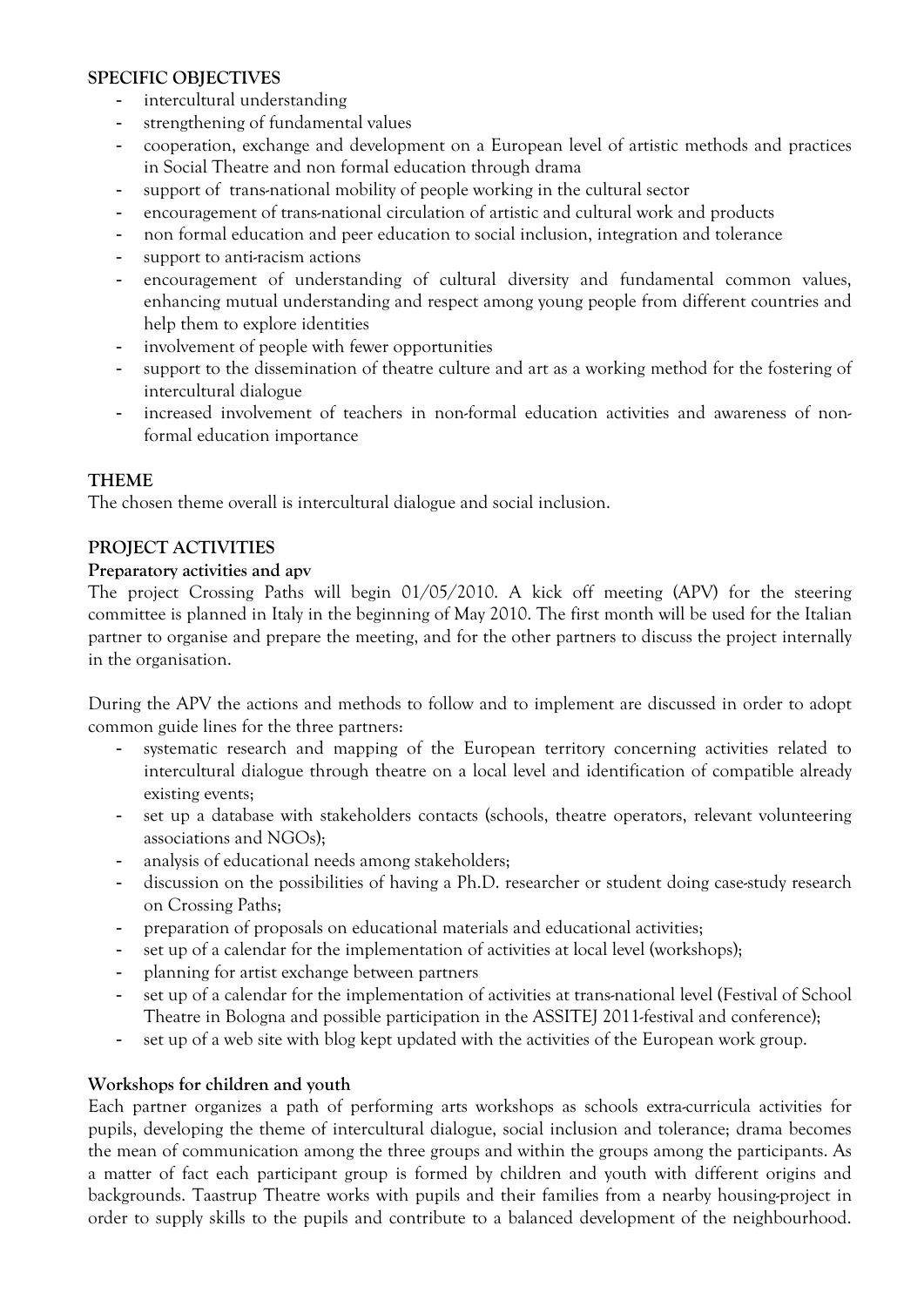**SPECIFIC OBJECTIVES**

- intercultural understanding
- strengthening of fundamental values
- cooperation, exchange and development on a European level of artistic methods and practices in Social Theatre and non formal education through drama
- support of trans-national mobility of people working in the cultural sector
- encouragement of trans-national circulation of artistic and cultural work and products
- non formal education and peer education to social inclusion, integration and tolerance
- support to anti-racism actions
- encouragement of understanding of cultural diversity and fundamental common values, enhancing mutual understanding and respect among young people from different countries and help them to explore identities
- involvement of people with fewer opportunities
- support to the dissemination of theatre culture and art as a working method for the fostering of intercultural dialogue
- increased involvement of teachers in non-formal education activities and awareness of non-formal education importance

**THEME**

The chosen theme overall is intercultural dialogue and social inclusion.

**PROJECT ACTIVITIES**

**Preparatory activities and apv**

The project Crossing Paths will begin 01/05/2010. A kick off meeting (APV) for the steering committee is planned in Italy in the beginning of May 2010. The first month will be used for the Italian partner to organise and prepare the meeting, and for the other partners to discuss the project internally in the organisation.

During the APV the actions and methods to follow and to implement are discussed in order to adopt common guide lines for the three partners:

- systematic research and mapping of the European territory concerning activities related to intercultural dialogue through theatre on a local level and identification of compatible already existing events;
- set up a database with stakeholders contacts (schools, theatre operators, relevant volunteering associations and NGOs);
- analysis of educational needs among stakeholders;
- discussion on the possibilities of having a Ph.D. researcher or student doing case-study research on Crossing Paths;
- preparation of proposals on educational materials and educational activities;
- set up of a calendar for the implementation of activities at local level (workshops);
- planning for artist exchange between partners
- set up of a calendar for the implementation of activities at trans-national level (Festival of School Theatre in Bologna and possible participation in the ASSITEJ 2011-festival and conference);
- set up of a web site with blog kept updated with the activities of the European work group.

**Workshops for children and youth**

Each partner organizes a path of performing arts workshops as schools extra-curricula activities for pupils, developing the theme of intercultural dialogue, social inclusion and tolerance; drama becomes the mean of communication among the three groups and within the groups among the participants. As a matter of fact each participant group is formed by children and youth with different origins and backgrounds. Taastrup Theatre works with pupils and their families from a nearby housing-project in order to supply skills to the pupils and contribute to a balanced development of the neighbourhood.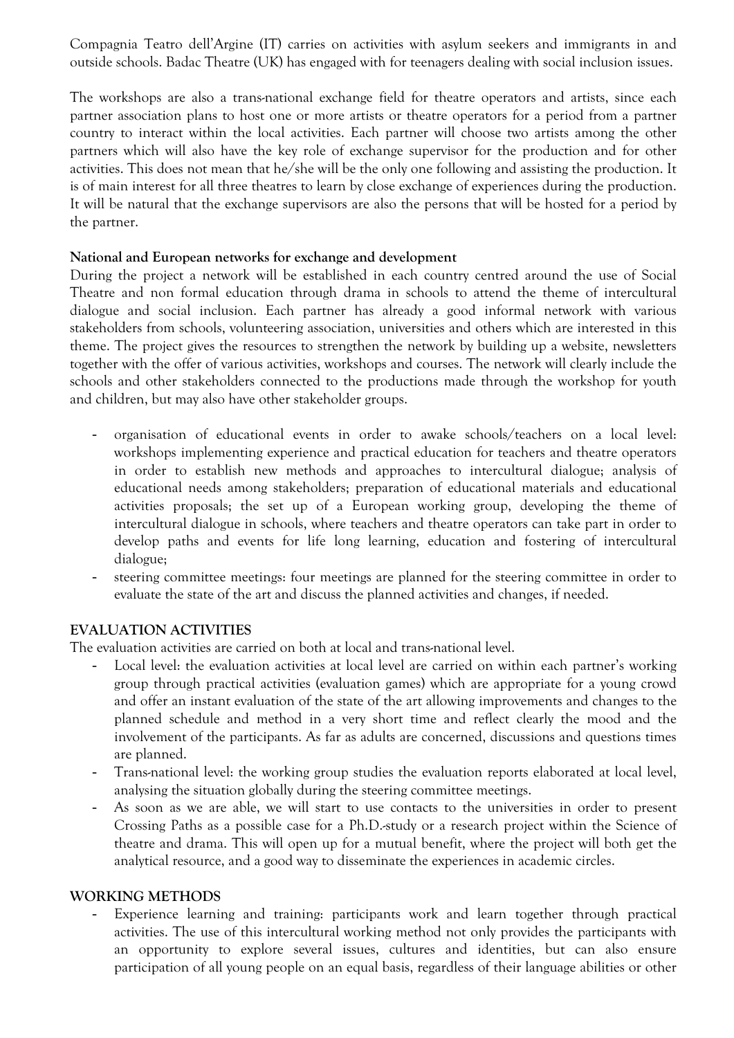Compagnia Teatro dell'Argine (IT) carries on activities with asylum seekers and immigrants in and outside schools. Badac Theatre (UK) has engaged with for teenagers dealing with social inclusion issues.

The workshops are also a trans-national exchange field for theatre operators and artists, since each partner association plans to host one or more artists or theatre operators for a period from a partner country to interact within the local activities. Each partner will choose two artists among the other partners which will also have the key role of exchange supervisor for the production and for other activities. This does not mean that he/she will be the only one following and assisting the production. It is of main interest for all three theatres to learn by close exchange of experiences during the production. It will be natural that the exchange supervisors are also the persons that will be hosted for a period by the partner.

**National and European networks for exchange and development**

During the project a network will be established in each country centred around the use of Social Theatre and non formal education through drama in schools to attend the theme of intercultural dialogue and social inclusion. Each partner has already a good informal network with various stakeholders from schools, volunteering association, universities and others which are interested in this theme. The project gives the resources to strengthen the network by building up a website, newsletters together with the offer of various activities, workshops and courses. The network will clearly include the schools and other stakeholders connected to the productions made through the workshop for youth and children, but may also have other stakeholder groups.

- organisation of educational events in order to awake schools/teachers on a local level: workshops implementing experience and practical education for teachers and theatre operators in order to establish new methods and approaches to intercultural dialogue; analysis of educational needs among stakeholders; preparation of educational materials and educational activities proposals; the set up of a European working group, developing the theme of intercultural dialogue in schools, where teachers and theatre operators can take part in order to develop paths and events for life long learning, education and fostering of intercultural dialogue;
- steering committee meetings: four meetings are planned for the steering committee in order to evaluate the state of the art and discuss the planned activities and changes, if needed.

## EVALUATION ACTIVITIES

The evaluation activities are carried on both at local and trans-national level.

- Local level: the evaluation activities at local level are carried on within each partner's working group through practical activities (evaluation games) which are appropriate for a young crowd and offer an instant evaluation of the state of the art allowing improvements and changes to the planned schedule and method in a very short time and reflect clearly the mood and the involvement of the participants. As far as adults are concerned, discussions and questions times are planned.
- Trans-national level: the working group studies the evaluation reports elaborated at local level, analysing the situation globally during the steering committee meetings.
- As soon as we are able, we will start to use contacts to the universities in order to present Crossing Paths as a possible case for a Ph.D.-study or a research project within the Science of theatre and drama. This will open up for a mutual benefit, where the project will both get the analytical resource, and a good way to disseminate the experiences in academic circles.

## WORKING METHODS

- Experience learning and training: participants work and learn together through practical activities. The use of this intercultural working method not only provides the participants with an opportunity to explore several issues, cultures and identities, but can also ensure participation of all young people on an equal basis, regardless of their language abilities or other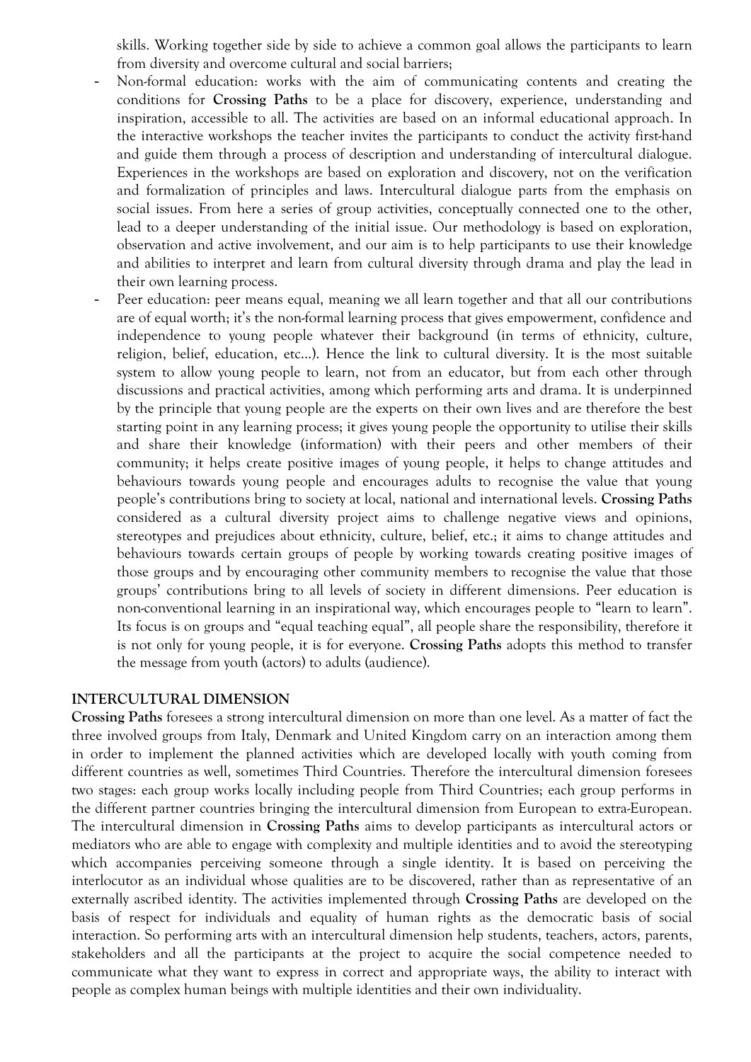skills. Working together side by side to achieve a common goal allows the participants to learn from diversity and overcome cultural and social barriers;

- Non-formal education: works with the aim of communicating contents and creating the conditions for **Crossing Paths** to be a place for discovery, experience, understanding and inspiration, accessible to all. The activities are based on an informal educational approach. In the interactive workshops the teacher invites the participants to conduct the activity first-hand and guide them through a process of description and understanding of intercultural dialogue. Experiences in the workshops are based on exploration and discovery, not on the verification and formalization of principles and laws. Intercultural dialogue parts from the emphasis on social issues. From here a series of group activities, conceptually connected one to the other, lead to a deeper understanding of the initial issue. Our methodology is based on exploration, observation and active involvement, and our aim is to help participants to use their knowledge and abilities to interpret and learn from cultural diversity through drama and play the lead in their own learning process.
- Peer education: peer means equal, meaning we all learn together and that all our contributions are of equal worth; it's the non-formal learning process that gives empowerment, confidence and independence to young people whatever their background (in terms of ethnicity, culture, religion, belief, education, etc...). Hence the link to cultural diversity. It is the most suitable system to allow young people to learn, not from an educator, but from each other through discussions and practical activities, among which performing arts and drama. It is underpinned by the principle that young people are the experts on their own lives and are therefore the best starting point in any learning process; it gives young people the opportunity to utilise their skills and share their knowledge (information) with their peers and other members of their community; it helps create positive images of young people, it helps to change attitudes and behaviours towards young people and encourages adults to recognise the value that young people's contributions bring to society at local, national and international levels. **Crossing Paths** considered as a cultural diversity project aims to challenge negative views and opinions, stereotypes and prejudices about ethnicity, culture, belief, etc.; it aims to change attitudes and behaviours towards certain groups of people by working towards creating positive images of those groups and by encouraging other community members to recognise the value that those groups' contributions bring to all levels of society in different dimensions. Peer education is non-conventional learning in an inspirational way, which encourages people to "learn to learn". Its focus is on groups and "equal teaching equal", all people share the responsibility, therefore it is not only for young people, it is for everyone. **Crossing Paths** adopts this method to transfer the message from youth (actors) to adults (audience).

**INTERCULTURAL DIMENSION**

**Crossing Paths** foresees a strong intercultural dimension on more than one level. As a matter of fact the three involved groups from Italy, Denmark and United Kingdom carry on an interaction among them in order to implement the planned activities which are developed locally with youth coming from different countries as well, sometimes Third Countries. Therefore the intercultural dimension foresees two stages: each group works locally including people from Third Countries; each group performs in the different partner countries bringing the intercultural dimension from European to extra-European. The intercultural dimension in **Crossing Paths** aims to develop participants as intercultural actors or mediators who are able to engage with complexity and multiple identities and to avoid the stereotyping which accompanies perceiving someone through a single identity. It is based on perceiving the interlocutor as an individual whose qualities are to be discovered, rather than as representative of an externally ascribed identity. The activities implemented through **Crossing Paths** are developed on the basis of respect for individuals and equality of human rights as the democratic basis of social interaction. So performing arts with an intercultural dimension help students, teachers, actors, parents, stakeholders and all the participants at the project to acquire the social competence needed to communicate what they want to express in correct and appropriate ways, the ability to interact with people as complex human beings with multiple identities and their own individuality.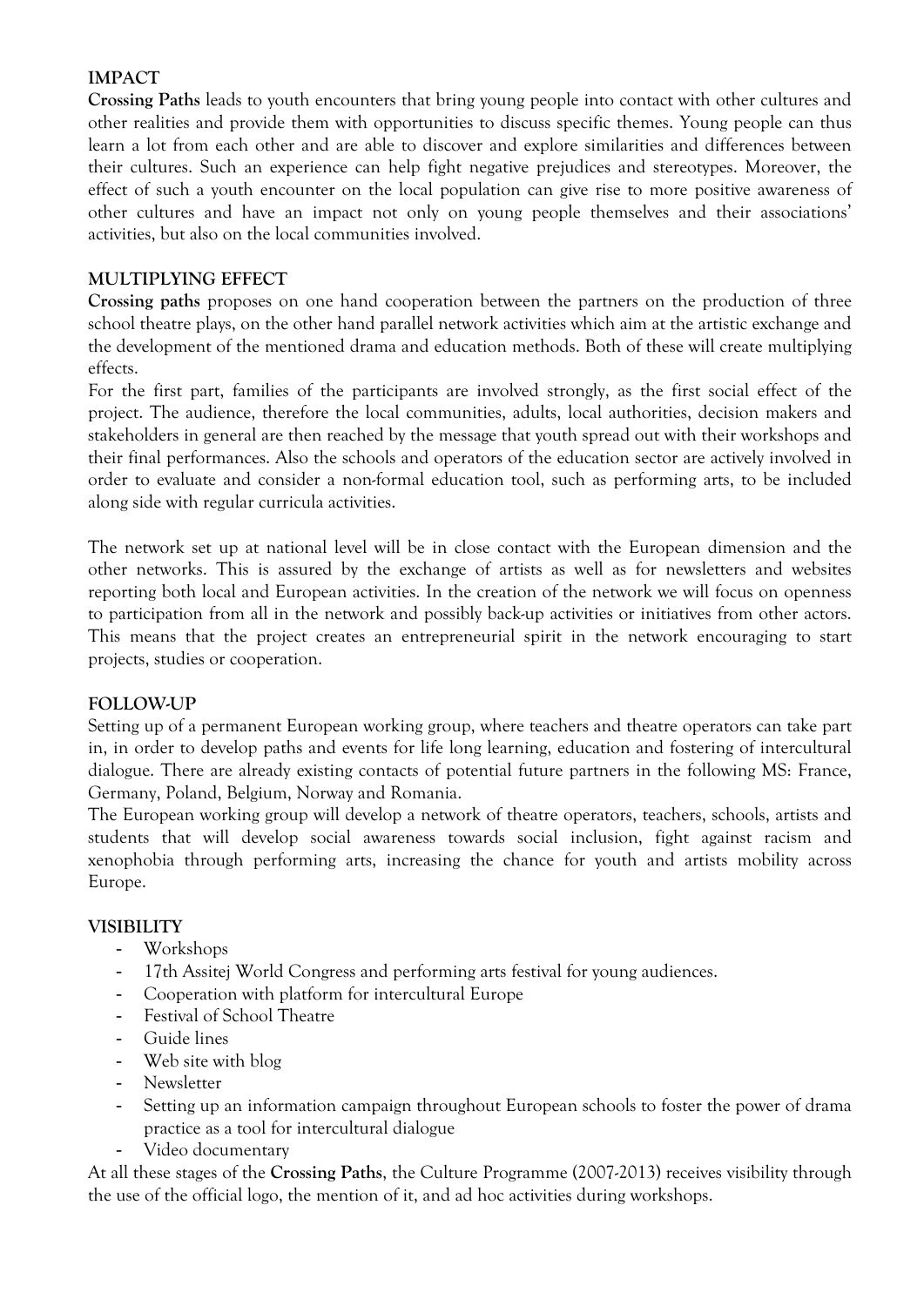## IMPACT

**Crossing Paths** leads to youth encounters that bring young people into contact with other cultures and other realities and provide them with opportunities to discuss specific themes. Young people can thus learn a lot from each other and are able to discover and explore similarities and differences between their cultures. Such an experience can help fight negative prejudices and stereotypes. Moreover, the effect of such a youth encounter on the local population can give rise to more positive awareness of other cultures and have an impact not only on young people themselves and their associations' activities, but also on the local communities involved.

## MULTIPLYING EFFECT

**Crossing paths** proposes on one hand cooperation between the partners on the production of three school theatre plays, on the other hand parallel network activities which aim at the artistic exchange and the development of the mentioned drama and education methods. Both of these will create multiplying effects.

For the first part, families of the participants are involved strongly, as the first social effect of the project. The audience, therefore the local communities, adults, local authorities, decision makers and stakeholders in general are then reached by the message that youth spread out with their workshops and their final performances. Also the schools and operators of the education sector are actively involved in order to evaluate and consider a non-formal education tool, such as performing arts, to be included along side with regular curricula activities.

The network set up at national level will be in close contact with the European dimension and the other networks. This is assured by the exchange of artists as well as for newsletters and websites reporting both local and European activities. In the creation of the network we will focus on openness to participation from all in the network and possibly back-up activities or initiatives from other actors. This means that the project creates an entrepreneurial spirit in the network encouraging to start projects, studies or cooperation.

## FOLLOW-UP

Setting up of a permanent European working group, where teachers and theatre operators can take part in, in order to develop paths and events for life long learning, education and fostering of intercultural dialogue. There are already existing contacts of potential future partners in the following MS: France, Germany, Poland, Belgium, Norway and Romania.

The European working group will develop a network of theatre operators, teachers, schools, artists and students that will develop social awareness towards social inclusion, fight against racism and xenophobia through performing arts, increasing the chance for youth and artists mobility across Europe.

## VISIBILITY

- Workshops
- 17th Assitej World Congress and performing arts festival for young audiences.
- Cooperation with platform for intercultural Europe
- Festival of School Theatre
- Guide lines
- Web site with blog
- Newsletter
- Setting up an information campaign throughout European schools to foster the power of drama practice as a tool for intercultural dialogue
- Video documentary

At all these stages of the **Crossing Paths**, the Culture Programme (2007-2013) receives visibility through the use of the official logo, the mention of it, and ad hoc activities during workshops.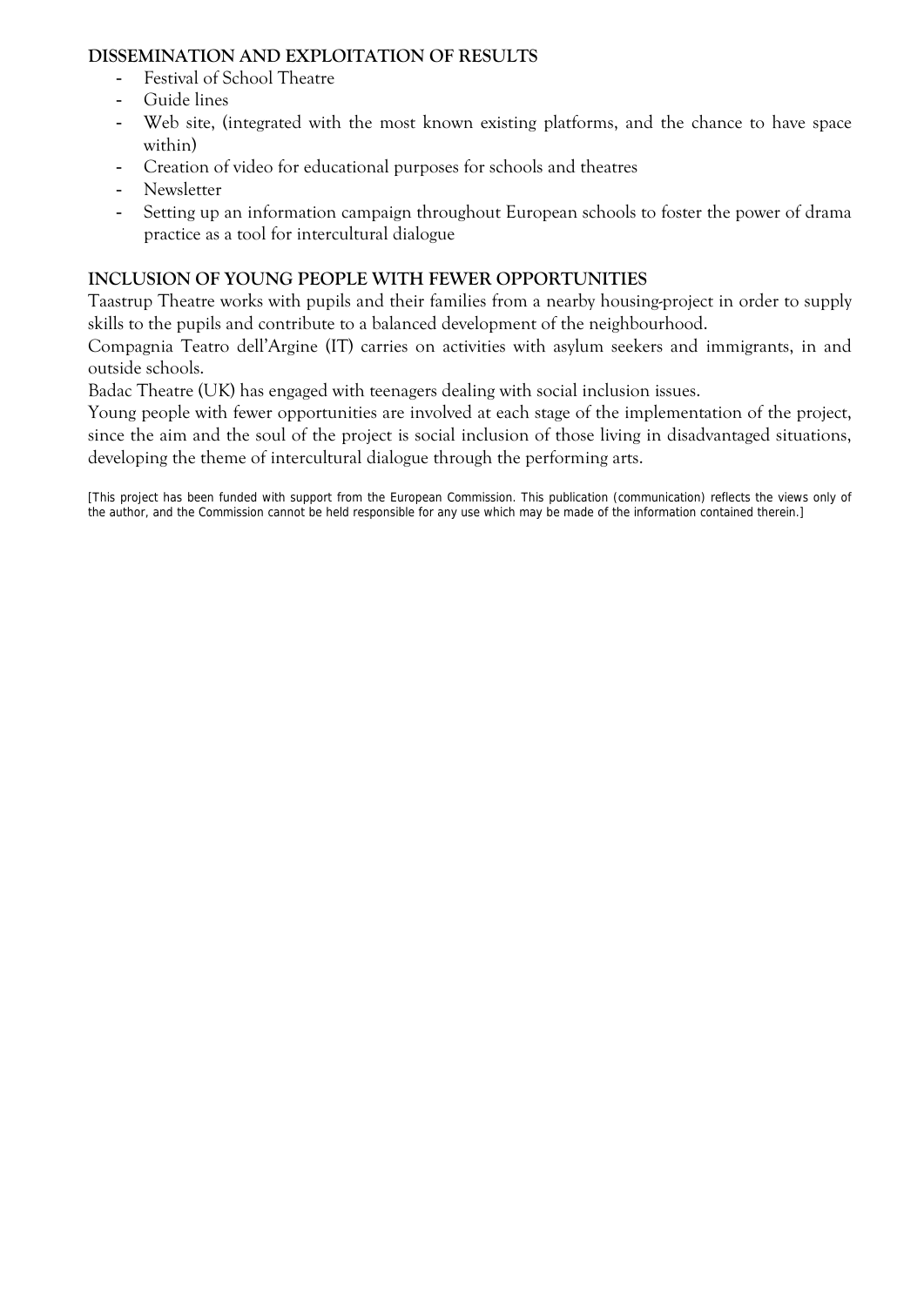## DISSEMINATION AND EXPLOITATION OF RESULTS

- Festival of School Theatre
- Guide lines
- Web site, (integrated with the most known existing platforms, and the chance to have space within)
- Creation of video for educational purposes for schools and theatres
- Newsletter
- Setting up an information campaign throughout European schools to foster the power of drama practice as a tool for intercultural dialogue

## INCLUSION OF YOUNG PEOPLE WITH FEWER OPPORTUNITIES

Taastrup Theatre works with pupils and their families from a nearby housing-project in order to supply skills to the pupils and contribute to a balanced development of the neighbourhood.

Compagnia Teatro dell'Argine (IT) carries on activities with asylum seekers and immigrants, in and outside schools.

Badac Theatre (UK) has engaged with teenagers dealing with social inclusion issues.

Young people with fewer opportunities are involved at each stage of the implementation of the project, since the aim and the soul of the project is social inclusion of those living in disadvantaged situations, developing the theme of intercultural dialogue through the performing arts.

[This project has been funded with support from the European Commission. This publication (communication) reflects the views only of the author, and the Commission cannot be held responsible for any use which may be made of the information contained therein.]